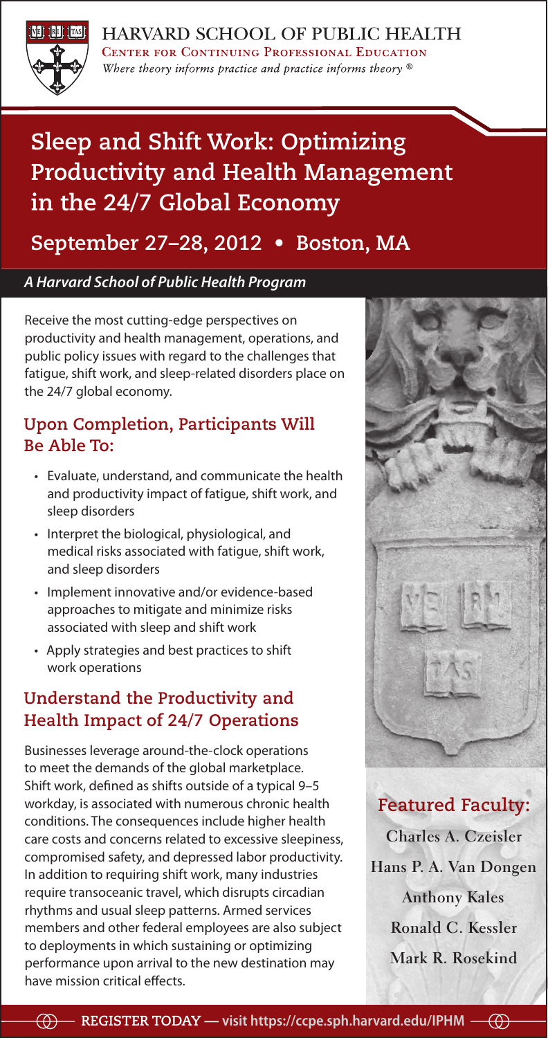HARVARD SCHOOL OF PUBLIC HEALTH

CENTER FOR CONTINUING PROFESSIONAL EDUCATION

*Where theory informs practice and practice informs theory ®*

# Sleep and Shift Work: Optimizing Productivity and Health Management in the 24/7 Global Economy

## September 27–28, 2012 • Boston, MA

***A Harvard School of Public Health Program***

Receive the most cutting-edge perspectives on productivity and health management, operations, and public policy issues with regard to the challenges that fatigue, shift work, and sleep-related disorders place on the 24/7 global economy.

## Upon Completion, Participants Will Be Able To:

- Evaluate, understand, and communicate the health and productivity impact of fatigue, shift work, and sleep disorders
- Interpret the biological, physiological, and medical risks associated with fatigue, shift work, and sleep disorders
- Implement innovative and/or evidence-based approaches to mitigate and minimize risks associated with sleep and shift work
- Apply strategies and best practices to shift work operations

## Understand the Productivity and Health Impact of 24/7 Operations

Businesses leverage around-the-clock operations to meet the demands of the global marketplace. Shift work, defined as shifts outside of a typical 9–5 workday, is associated with numerous chronic health conditions. The consequences include higher health care costs and concerns related to excessive sleepiness, compromised safety, and depressed labor productivity. In addition to requiring shift work, many industries require transoceanic travel, which disrupts circadian rhythms and usual sleep patterns. Armed services members and other federal employees are also subject to deployments in which sustaining or optimizing performance upon arrival to the new destination may have mission critical effects.

## Featured Faculty:

Charles A. Czeisler

Hans P. A. Van Dongen

Anthony Kales

Ronald C. Kessler

Mark R. Rosekind

**REGISTER TODAY — visit https://ccpe.sph.harvard.edu/IPHM**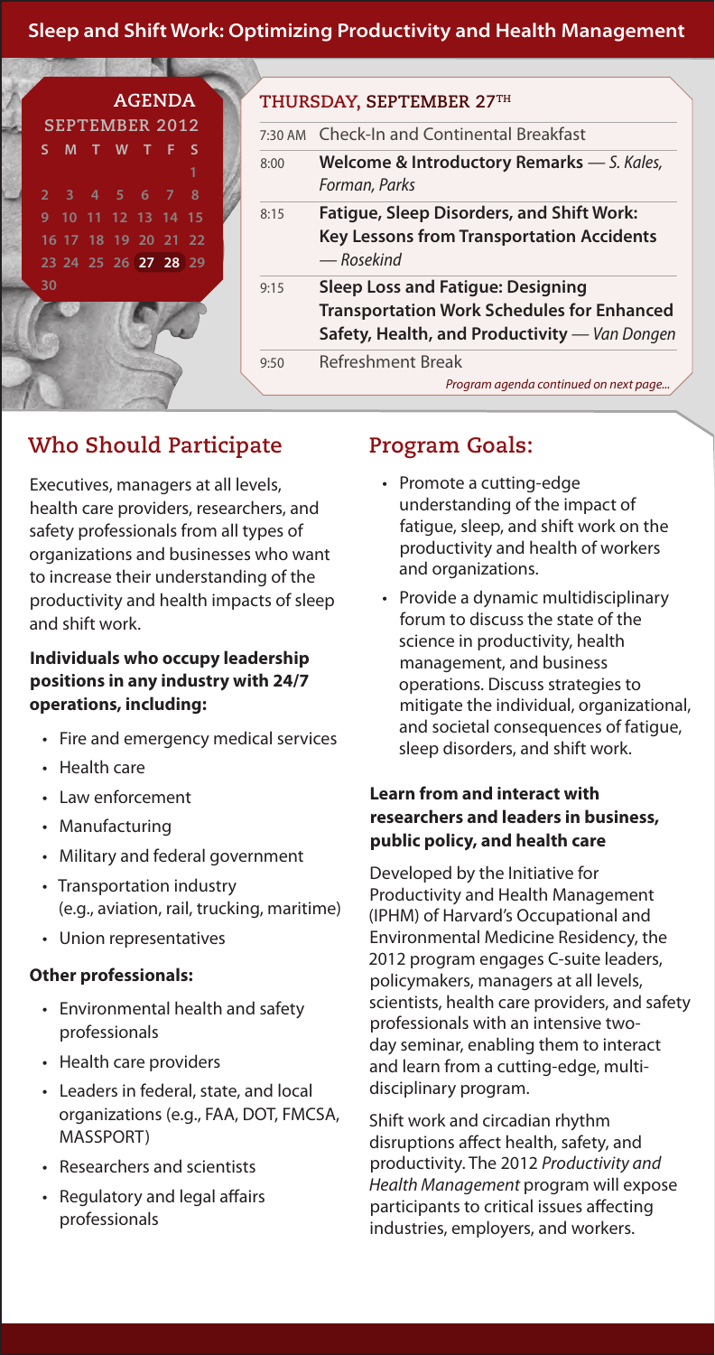## Sleep and Shift Work: Optimizing Productivity and Health Management

### AGENDA

SEPTEMBER 2012

| S | M | T | W | T | F | S |
|---|---|---|---|---|---|---|
| | | | | | | 1 |
| 2 | 3 | 4 | 5 | 6 | 7 | 8 |
| 9 | 10 | 11 | 12 | 13 | 14 | 15 |
| 16 | 17 | 18 | 19 | 20 | 21 | 22 |
| 23 | 24 | 25 | 26 | **27** | **28** | 29 |
| 30 | | | | | | |

### THURSDAY, SEPTEMBER 27TH

| | |
|---|---|
| 7:30 AM | Check-In and Continental Breakfast |
| 8:00 | **Welcome & Introductory Remarks** — *S. Kales, Forman, Parks* |
| 8:15 | **Fatigue, Sleep Disorders, and Shift Work: Key Lessons from Transportation Accidents** — *Rosekind* |
| 9:15 | **Sleep Loss and Fatigue: Designing Transportation Work Schedules for Enhanced Safety, Health, and Productivity** — *Van Dongen* |
| 9:50 | Refreshment Break |

*Program agenda continued on next page...*

## Who Should Participate

Executives, managers at all levels, health care providers, researchers, and safety professionals from all types of organizations and businesses who want to increase their understanding of the productivity and health impacts of sleep and shift work.

**Individuals who occupy leadership positions in any industry with 24/7 operations, including:**

- Fire and emergency medical services
- Health care
- Law enforcement
- Manufacturing
- Military and federal government
- Transportation industry (e.g., aviation, rail, trucking, maritime)
- Union representatives

**Other professionals:**

- Environmental health and safety professionals
- Health care providers
- Leaders in federal, state, and local organizations (e.g., FAA, DOT, FMCSA, MASSPORT)
- Researchers and scientists
- Regulatory and legal affairs professionals

## Program Goals:

- Promote a cutting-edge understanding of the impact of fatigue, sleep, and shift work on the productivity and health of workers and organizations.
- Provide a dynamic multidisciplinary forum to discuss the state of the science in productivity, health management, and business operations. Discuss strategies to mitigate the individual, organizational, and societal consequences of fatigue, sleep disorders, and shift work.

**Learn from and interact with researchers and leaders in business, public policy, and health care**

Developed by the Initiative for Productivity and Health Management (IPHM) of Harvard's Occupational and Environmental Medicine Residency, the 2012 program engages C-suite leaders, policymakers, managers at all levels, scientists, health care providers, and safety professionals with an intensive two-day seminar, enabling them to interact and learn from a cutting-edge, multi-disciplinary program.

Shift work and circadian rhythm disruptions affect health, safety, and productivity. The 2012 *Productivity and Health Management* program will expose participants to critical issues affecting industries, employers, and workers.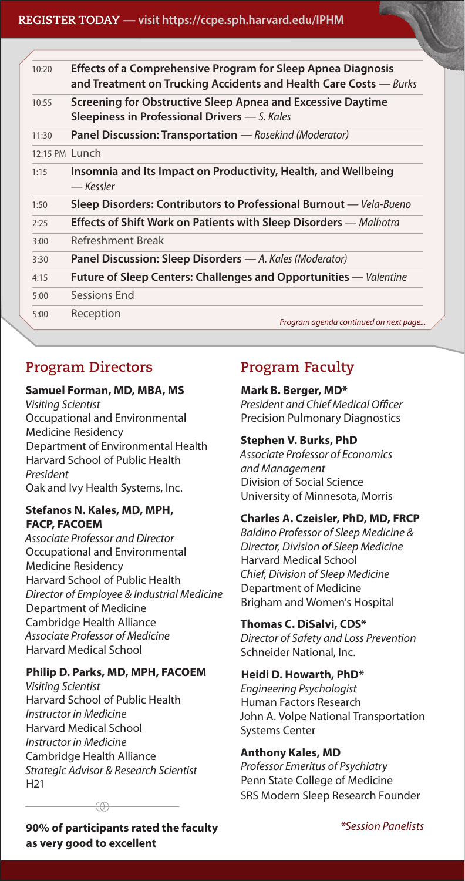REGISTER TODAY — visit https://ccpe.sph.harvard.edu/IPHM

| | |
|---|---|
| 10:20 | **Effects of a Comprehensive Program for Sleep Apnea Diagnosis and Treatment on Trucking Accidents and Health Care Costs** — *Burks* |
| 10:55 | **Screening for Obstructive Sleep Apnea and Excessive Daytime Sleepiness in Professional Drivers** — *S. Kales* |
| 11:30 | **Panel Discussion: Transportation** — *Rosekind (Moderator)* |
| 12:15 PM | Lunch |
| 1:15 | **Insomnia and Its Impact on Productivity, Health, and Wellbeing** — *Kessler* |
| 1:50 | **Sleep Disorders: Contributors to Professional Burnout** — *Vela-Bueno* |
| 2:25 | **Effects of Shift Work on Patients with Sleep Disorders** — *Malhotra* |
| 3:00 | Refreshment Break |
| 3:30 | **Panel Discussion: Sleep Disorders** — *A. Kales (Moderator)* |
| 4:15 | **Future of Sleep Centers: Challenges and Opportunities** — *Valentine* |
| 5:00 | Sessions End |
| 5:00 | Reception |

*Program agenda continued on next page...*

## Program Directors

**Samuel Forman, MD, MBA, MS**
*Visiting Scientist*
Occupational and Environmental Medicine Residency
Department of Environmental Health
Harvard School of Public Health
*President*
Oak and Ivy Health Systems, Inc.

**Stefanos N. Kales, MD, MPH, FACP, FACOEM**
*Associate Professor and Director*
Occupational and Environmental Medicine Residency
Harvard School of Public Health
*Director of Employee & Industrial Medicine*
Department of Medicine
Cambridge Health Alliance
*Associate Professor of Medicine*
Harvard Medical School

**Philip D. Parks, MD, MPH, FACOEM**
*Visiting Scientist*
Harvard School of Public Health
*Instructor in Medicine*
Harvard Medical School
*Instructor in Medicine*
Cambridge Health Alliance
*Strategic Advisor & Research Scientist*
H21

**90% of participants rated the faculty as very good to excellent**

## Program Faculty

**Mark B. Berger, MD***
*President and Chief Medical Officer*
Precision Pulmonary Diagnostics

**Stephen V. Burks, PhD**
*Associate Professor of Economics and Management*
Division of Social Science
University of Minnesota, Morris

**Charles A. Czeisler, PhD, MD, FRCP**
*Baldino Professor of Sleep Medicine & Director, Division of Sleep Medicine*
Harvard Medical School
*Chief, Division of Sleep Medicine*
Department of Medicine
Brigham and Women's Hospital

**Thomas C. DiSalvi, CDS***
*Director of Safety and Loss Prevention*
Schneider National, Inc.

**Heidi D. Howarth, PhD***
*Engineering Psychologist*
Human Factors Research
John A. Volpe National Transportation Systems Center

**Anthony Kales, MD**
*Professor Emeritus of Psychiatry*
Penn State College of Medicine
SRS Modern Sleep Research Founder

*\*Session Panelists*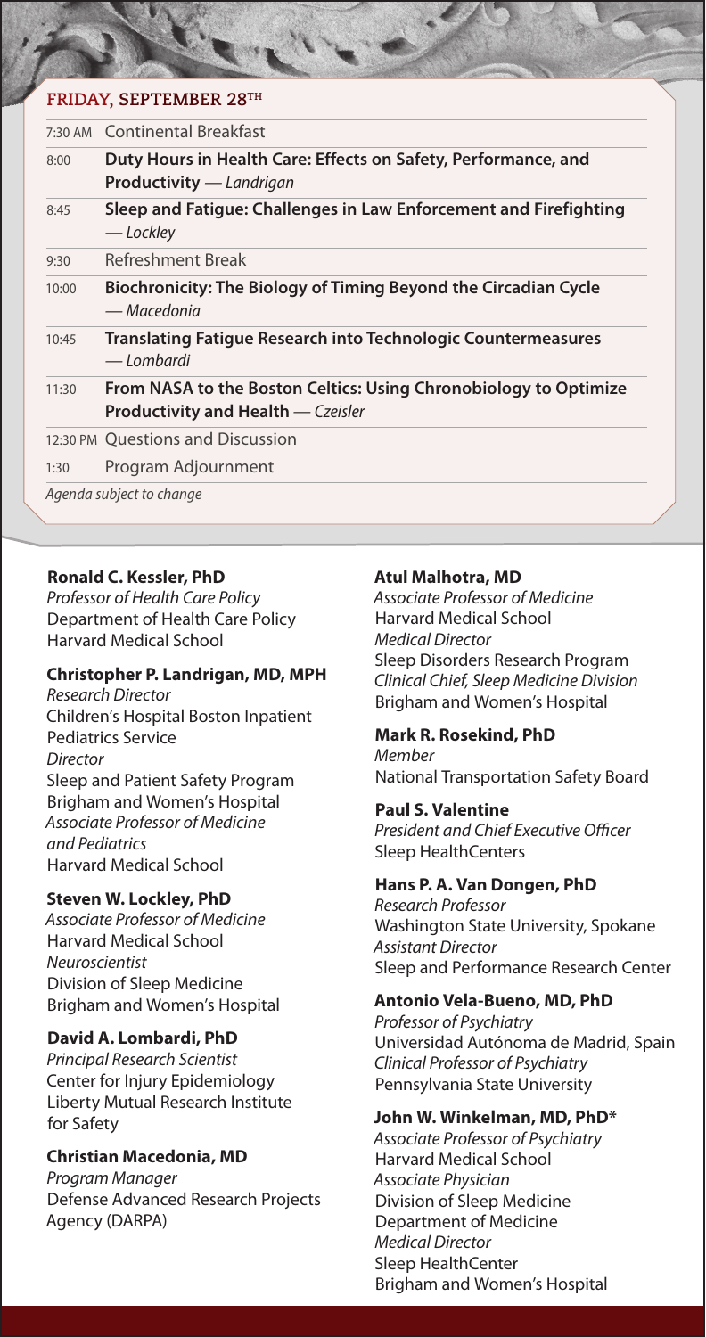## FRIDAY, SEPTEMBER 28TH

| Time | Session |
|---|---|
| 7:30 AM | Continental Breakfast |
| 8:00 | **Duty Hours in Health Care: Effects on Safety, Performance, and Productivity** — *Landrigan* |
| 8:45 | **Sleep and Fatigue: Challenges in Law Enforcement and Firefighting** — *Lockley* |
| 9:30 | Refreshment Break |
| 10:00 | **Biochronicity: The Biology of Timing Beyond the Circadian Cycle** — *Macedonia* |
| 10:45 | **Translating Fatigue Research into Technologic Countermeasures** — *Lombardi* |
| 11:30 | **From NASA to the Boston Celtics: Using Chronobiology to Optimize Productivity and Health** — *Czeisler* |
| 12:30 PM | Questions and Discussion |
| 1:30 | Program Adjournment |

*Agenda subject to change*

**Ronald C. Kessler, PhD**
*Professor of Health Care Policy*
Department of Health Care Policy
Harvard Medical School

**Christopher P. Landrigan, MD, MPH**
*Research Director*
Children's Hospital Boston Inpatient Pediatrics Service
*Director*
Sleep and Patient Safety Program
Brigham and Women's Hospital
*Associate Professor of Medicine and Pediatrics*
Harvard Medical School

**Steven W. Lockley, PhD**
*Associate Professor of Medicine*
Harvard Medical School
*Neuroscientist*
Division of Sleep Medicine
Brigham and Women's Hospital

**David A. Lombardi, PhD**
*Principal Research Scientist*
Center for Injury Epidemiology
Liberty Mutual Research Institute for Safety

**Christian Macedonia, MD**
*Program Manager*
Defense Advanced Research Projects Agency (DARPA)

**Atul Malhotra, MD**
*Associate Professor of Medicine*
Harvard Medical School
*Medical Director*
Sleep Disorders Research Program
*Clinical Chief, Sleep Medicine Division*
Brigham and Women's Hospital

**Mark R. Rosekind, PhD**
*Member*
National Transportation Safety Board

**Paul S. Valentine**
*President and Chief Executive Officer*
Sleep HealthCenters

**Hans P. A. Van Dongen, PhD**
*Research Professor*
Washington State University, Spokane
*Assistant Director*
Sleep and Performance Research Center

**Antonio Vela-Bueno, MD, PhD**
*Professor of Psychiatry*
Universidad Autónoma de Madrid, Spain
*Clinical Professor of Psychiatry*
Pennsylvania State University

**John W. Winkelman, MD, PhD***
*Associate Professor of Psychiatry*
Harvard Medical School
*Associate Physician*
Division of Sleep Medicine
Department of Medicine
*Medical Director*
Sleep HealthCenter
Brigham and Women's Hospital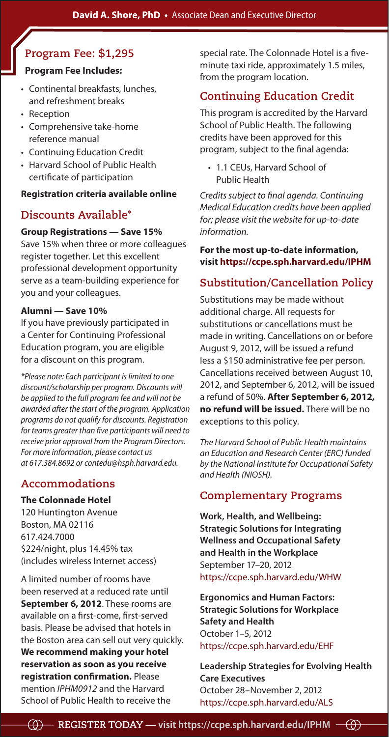## Program Fee: $1,295

**Program Fee Includes:**

- Continental breakfasts, lunches, and refreshment breaks
- Reception
- Comprehensive take-home reference manual
- Continuing Education Credit
- Harvard School of Public Health certificate of participation

**Registration criteria available online**

## Discounts Available*

**Group Registrations — Save 15%**
Save 15% when three or more colleagues register together. Let this excellent professional development opportunity serve as a team-building experience for you and your colleagues.

**Alumni — Save 10%**
If you have previously participated in a Center for Continuing Professional Education program, you are eligible for a discount on this program.

*\*Please note: Each participant is limited to one discount/scholarship per program. Discounts will be applied to the full program fee and will not be awarded after the start of the program. Application programs do not qualify for discounts. Registration for teams greater than five participants will need to receive prior approval from the Program Directors. For more information, please contact us at 617.384.8692 or contedu@hsph.harvard.edu.*

## Accommodations

**The Colonnade Hotel**
120 Huntington Avenue
Boston, MA 02116
617.424.7000
$224/night, plus 14.45% tax
(includes wireless Internet access)

A limited number of rooms have been reserved at a reduced rate until **September 6, 2012**. These rooms are available on a first-come, first-served basis. Please be advised that hotels in the Boston area can sell out very quickly. **We recommend making your hotel reservation as soon as you receive registration confirmation.** Please mention *IPHM0912* and the Harvard School of Public Health to receive the special rate. The Colonnade Hotel is a five-minute taxi ride, approximately 1.5 miles, from the program location.

## Continuing Education Credit

This program is accredited by the Harvard School of Public Health. The following credits have been approved for this program, subject to the final agenda:

- 1.1 CEUs, Harvard School of Public Health

*Credits subject to final agenda. Continuing Medical Education credits have been applied for; please visit the website for up-to-date information.*

**For the most up-to-date information, visit https://ccpe.sph.harvard.edu/IPHM**

## Substitution/Cancellation Policy

Substitutions may be made without additional charge. All requests for substitutions or cancellations must be made in writing. Cancellations on or before August 9, 2012, will be issued a refund less a $150 administrative fee per person. Cancellations received between August 10, 2012, and September 6, 2012, will be issued a refund of 50%. **After September 6, 2012, no refund will be issued.** There will be no exceptions to this policy.

*The Harvard School of Public Health maintains an Education and Research Center (ERC) funded by the National Institute for Occupational Safety and Health (NIOSH).*

## Complementary Programs

**Work, Health, and Wellbeing: Strategic Solutions for Integrating Wellness and Occupational Safety and Health in the Workplace**
September 17–20, 2012
https://ccpe.sph.harvard.edu/WHW

**Ergonomics and Human Factors: Strategic Solutions for Workplace Safety and Health**
October 1–5, 2012
https://ccpe.sph.harvard.edu/EHF

**Leadership Strategies for Evolving Health Care Executives**
October 28–November 2, 2012
https://ccpe.sph.harvard.edu/ALS

**REGISTER TODAY — visit https://ccpe.sph.harvard.edu/IPHM**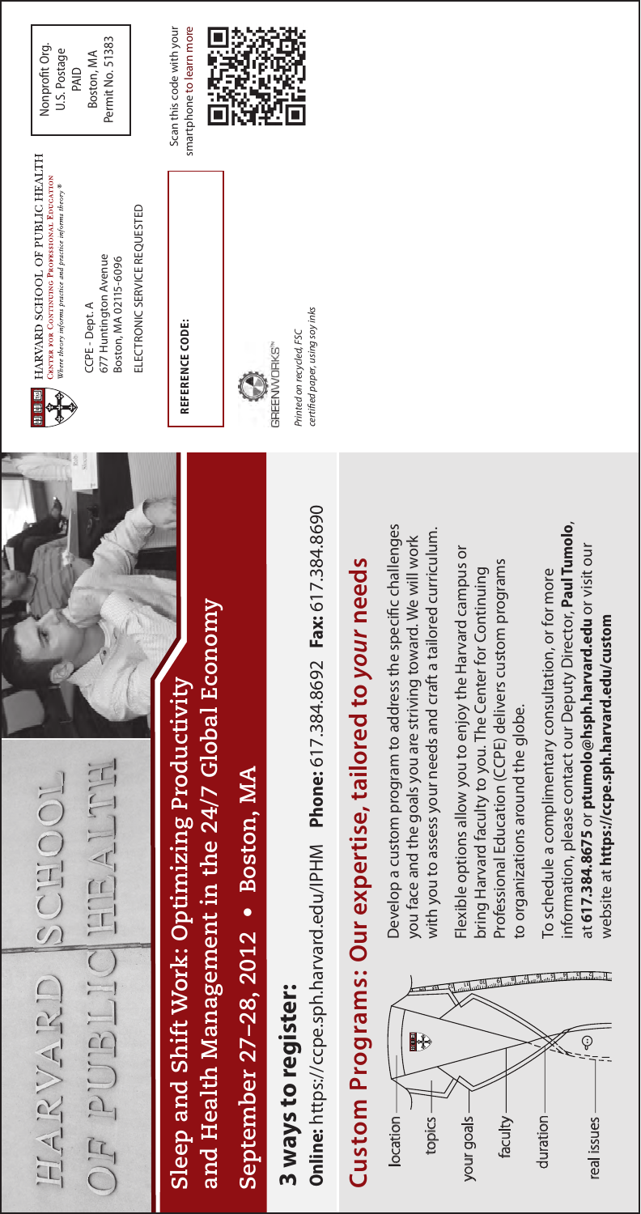# Sleep and Shift Work: Optimizing Productivity and Health Management in the 24/7 Global Economy

## September 27–28, 2012 • Boston, MA

### 3 ways to register:

**Online:** https://ccpe.sph.harvard.edu/IPHM **Phone:** 617.384.8692 **Fax:** 617.384.8690

## Custom Programs: Our expertise, tailored to *your* needs

location
topics
your goals
faculty
duration
real issues

Develop a custom program to address the specific challenges you face and the goals you are striving toward. We will work with you to assess your needs and craft a tailored curriculum.

Flexible options allow you to enjoy the Harvard campus or bring Harvard faculty to you. The Center for Continuing Professional Education (CCPE) delivers custom programs to organizations around the globe.

To schedule a complimentary consultation, or for more information, please contact our Deputy Director, **Paul Tumolo**, at **617.384.8675** or **ptumolo@hsph.harvard.edu** or visit our website at **https://ccpe.sph.harvard.edu/custom**

HARVARD SCHOOL OF PUBLIC HEALTH
CENTER FOR CONTINUING PROFESSIONAL EDUCATION
*Where theory informs practice and practice informs theory ®*

CCPE - Dept. A
677 Huntington Avenue
Boston, MA 02115-6096

ELECTRONIC SERVICE REQUESTED

Nonprofit Org.
U.S. Postage
PAID
Boston, MA
Permit No. 51383

**REFERENCE CODE:**

Scan this code with your smartphone to learn more

GREENWORKS™

*Printed on recycled, FSC certified paper, using soy inks*